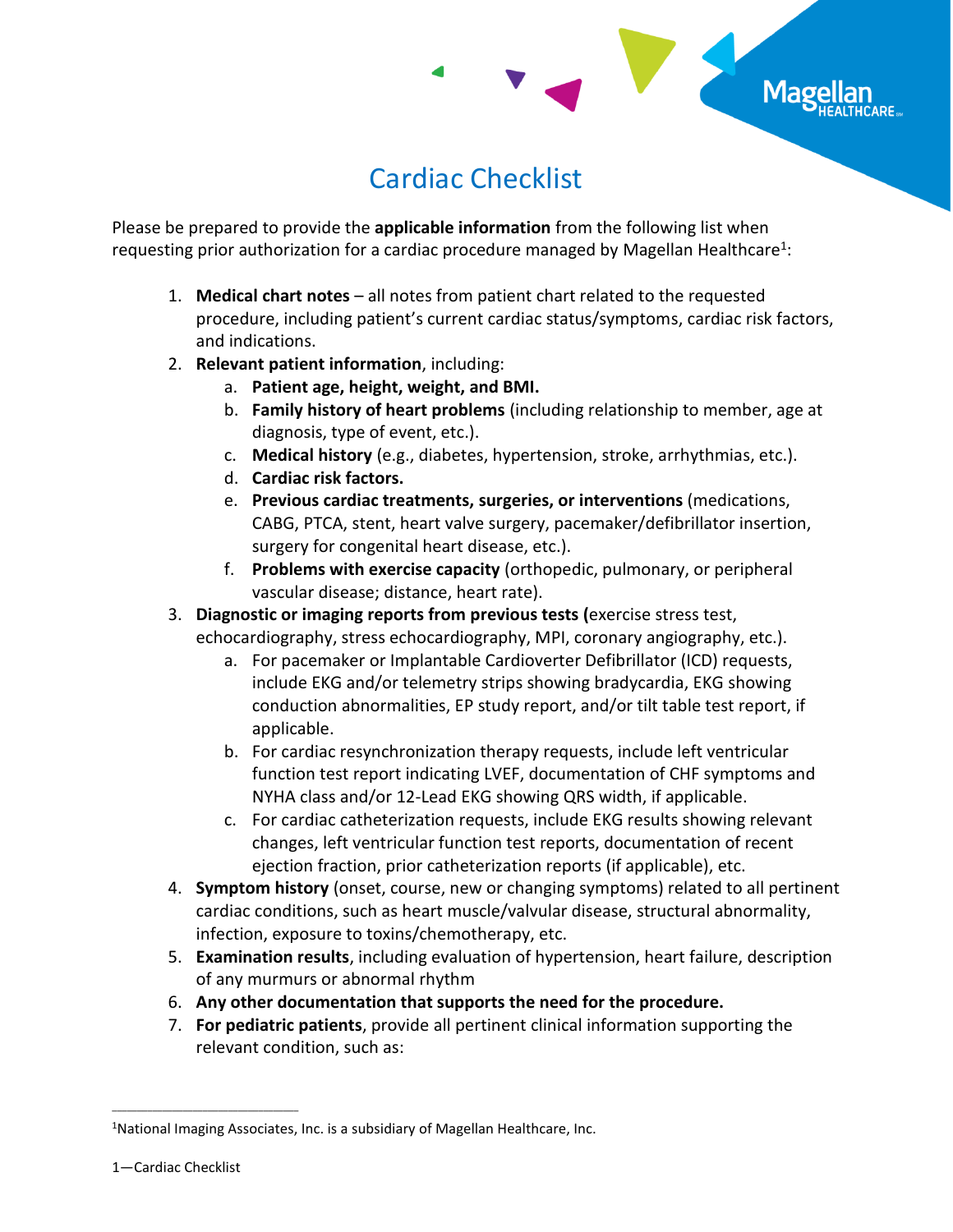# Cardiac Checklist

Please be prepared to provide the **applicable information** from the following list when requesting prior authorization for a cardiac procedure managed by Magellan Healthcare[1]:

1. **Medical chart notes** – all notes from patient chart related to the requested procedure, including patient's current cardiac status/symptoms, cardiac risk factors, and indications.
2. **Relevant patient information**, including:
   a. **Patient age, height, weight, and BMI.**
   b. **Family history of heart problems** (including relationship to member, age at diagnosis, type of event, etc.).
   c. **Medical history** (e.g., diabetes, hypertension, stroke, arrhythmias, etc.).
   d. **Cardiac risk factors.**
   e. **Previous cardiac treatments, surgeries, or interventions** (medications, CABG, PTCA, stent, heart valve surgery, pacemaker/defibrillator insertion, surgery for congenital heart disease, etc.).
   f. **Problems with exercise capacity** (orthopedic, pulmonary, or peripheral vascular disease; distance, heart rate).
3. **Diagnostic or imaging reports from previous tests (**exercise stress test, echocardiography, stress echocardiography, MPI, coronary angiography, etc.).
   a. For pacemaker or Implantable Cardioverter Defibrillator (ICD) requests, include EKG and/or telemetry strips showing bradycardia, EKG showing conduction abnormalities, EP study report, and/or tilt table test report, if applicable.
   b. For cardiac resynchronization therapy requests, include left ventricular function test report indicating LVEF, documentation of CHF symptoms and NYHA class and/or 12-Lead EKG showing QRS width, if applicable.
   c. For cardiac catheterization requests, include EKG results showing relevant changes, left ventricular function test reports, documentation of recent ejection fraction, prior catheterization reports (if applicable), etc.
4. **Symptom history** (onset, course, new or changing symptoms) related to all pertinent cardiac conditions, such as heart muscle/valvular disease, structural abnormality, infection, exposure to toxins/chemotherapy, etc.
5. **Examination results**, including evaluation of hypertension, heart failure, description of any murmurs or abnormal rhythm
6. **Any other documentation that supports the need for the procedure.**
7. **For pediatric patients**, provide all pertinent clinical information supporting the relevant condition, such as:

---

[1]National Imaging Associates, Inc. is a subsidiary of Magellan Healthcare, Inc.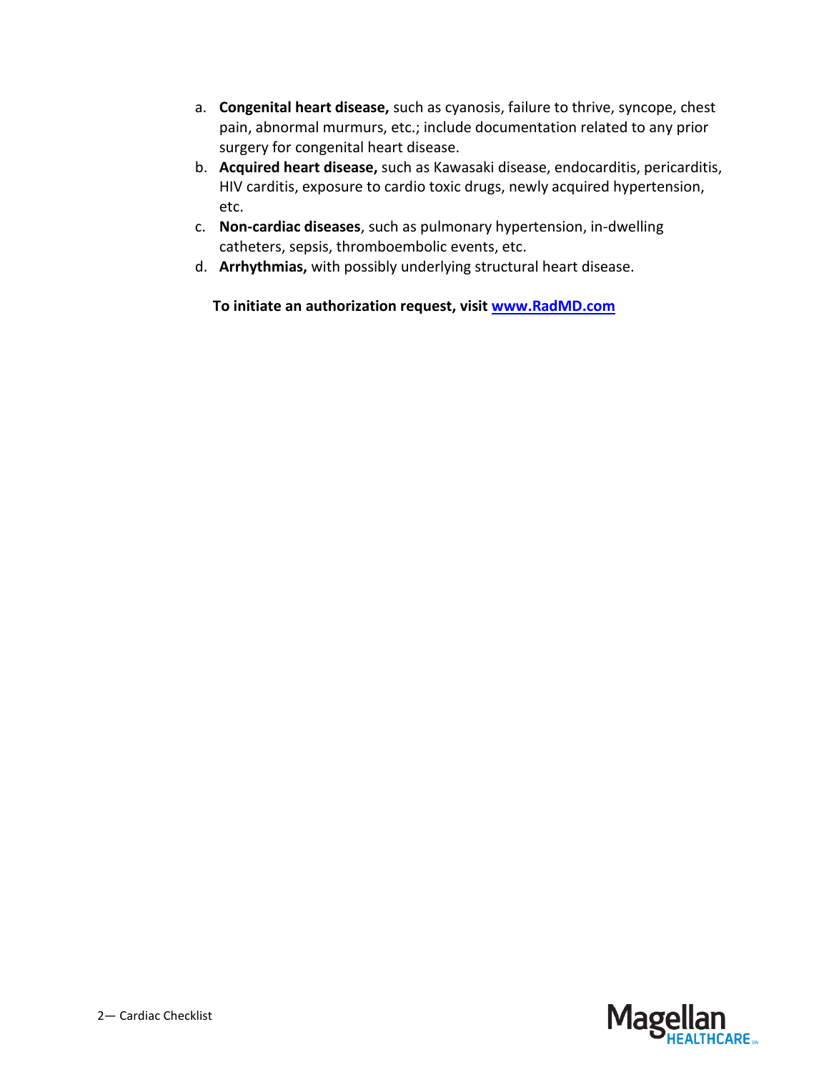a. **Congenital heart disease,** such as cyanosis, failure to thrive, syncope, chest pain, abnormal murmurs, etc.; include documentation related to any prior surgery for congenital heart disease.
b. **Acquired heart disease,** such as Kawasaki disease, endocarditis, pericarditis, HIV carditis, exposure to cardio toxic drugs, newly acquired hypertension, etc.
c. **Non-cardiac diseases**, such as pulmonary hypertension, in-dwelling catheters, sepsis, thromboembolic events, etc.
d. **Arrhythmias,** with possibly underlying structural heart disease.

**To initiate an authorization request, visit [www.RadMD.com](http://www.RadMD.com)**